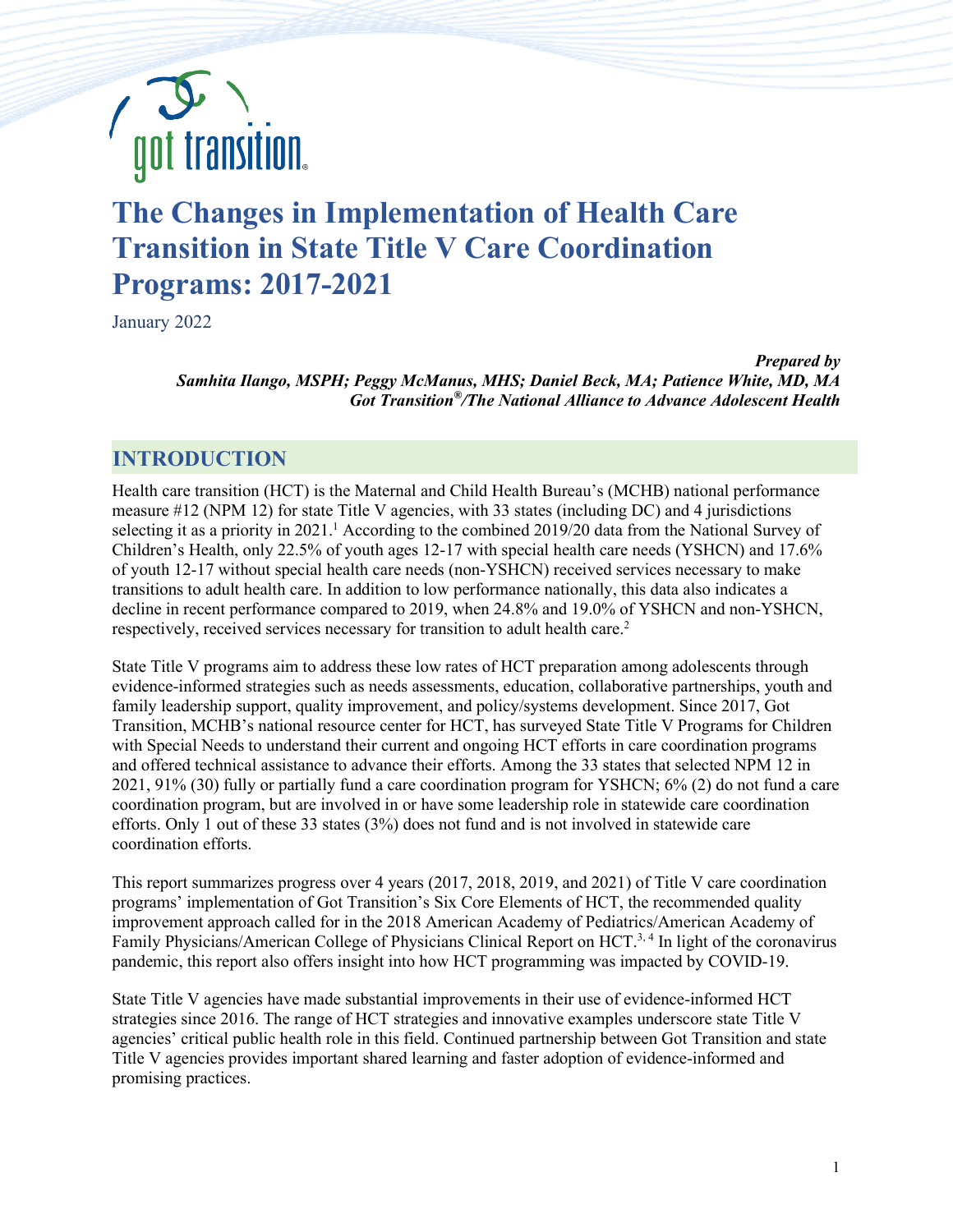got transition

# The Changes in Implementation of Health Care Transition in State Title V Care Coordination Programs: 2017-2021

January 2022

***Prepared by***
***Samhita Ilango, MSPH; Peggy McManus, MHS; Daniel Beck, MA; Patience White, MD, MA***
***Got Transition®/The National Alliance to Advance Adolescent Health***

## INTRODUCTION

Health care transition (HCT) is the Maternal and Child Health Bureau's (MCHB) national performance measure #12 (NPM 12) for state Title V agencies, with 33 states (including DC) and 4 jurisdictions selecting it as a priority in 2021.[1] According to the combined 2019/20 data from the National Survey of Children's Health, only 22.5% of youth ages 12-17 with special health care needs (YSHCN) and 17.6% of youth 12-17 without special health care needs (non-YSHCN) received services necessary to make transitions to adult health care. In addition to low performance nationally, this data also indicates a decline in recent performance compared to 2019, when 24.8% and 19.0% of YSHCN and non-YSHCN, respectively, received services necessary for transition to adult health care.[2]

State Title V programs aim to address these low rates of HCT preparation among adolescents through evidence-informed strategies such as needs assessments, education, collaborative partnerships, youth and family leadership support, quality improvement, and policy/systems development. Since 2017, Got Transition, MCHB's national resource center for HCT, has surveyed State Title V Programs for Children with Special Needs to understand their current and ongoing HCT efforts in care coordination programs and offered technical assistance to advance their efforts. Among the 33 states that selected NPM 12 in 2021, 91% (30) fully or partially fund a care coordination program for YSHCN; 6% (2) do not fund a care coordination program, but are involved in or have some leadership role in statewide care coordination efforts. Only 1 out of these 33 states (3%) does not fund and is not involved in statewide care coordination efforts.

This report summarizes progress over 4 years (2017, 2018, 2019, and 2021) of Title V care coordination programs' implementation of Got Transition's Six Core Elements of HCT, the recommended quality improvement approach called for in the 2018 American Academy of Pediatrics/American Academy of Family Physicians/American College of Physicians Clinical Report on HCT.[3, 4] In light of the coronavirus pandemic, this report also offers insight into how HCT programming was impacted by COVID-19.

State Title V agencies have made substantial improvements in their use of evidence-informed HCT strategies since 2016. The range of HCT strategies and innovative examples underscore state Title V agencies' critical public health role in this field. Continued partnership between Got Transition and state Title V agencies provides important shared learning and faster adoption of evidence-informed and promising practices.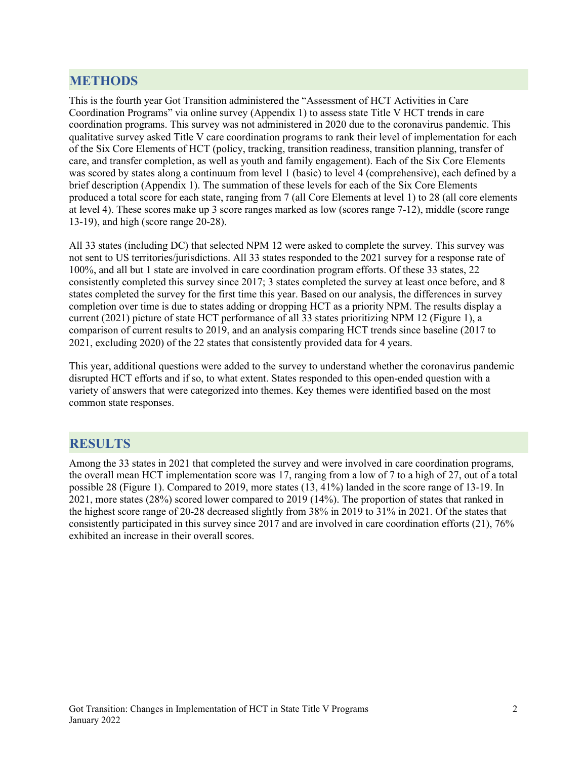## METHODS

This is the fourth year Got Transition administered the "Assessment of HCT Activities in Care Coordination Programs" via online survey (Appendix 1) to assess state Title V HCT trends in care coordination programs. This survey was not administered in 2020 due to the coronavirus pandemic. This qualitative survey asked Title V care coordination programs to rank their level of implementation for each of the Six Core Elements of HCT (policy, tracking, transition readiness, transition planning, transfer of care, and transfer completion, as well as youth and family engagement). Each of the Six Core Elements was scored by states along a continuum from level 1 (basic) to level 4 (comprehensive), each defined by a brief description (Appendix 1). The summation of these levels for each of the Six Core Elements produced a total score for each state, ranging from 7 (all Core Elements at level 1) to 28 (all core elements at level 4). These scores make up 3 score ranges marked as low (scores range 7-12), middle (score range 13-19), and high (score range 20-28).

All 33 states (including DC) that selected NPM 12 were asked to complete the survey. This survey was not sent to US territories/jurisdictions. All 33 states responded to the 2021 survey for a response rate of 100%, and all but 1 state are involved in care coordination program efforts. Of these 33 states, 22 consistently completed this survey since 2017; 3 states completed the survey at least once before, and 8 states completed the survey for the first time this year. Based on our analysis, the differences in survey completion over time is due to states adding or dropping HCT as a priority NPM. The results display a current (2021) picture of state HCT performance of all 33 states prioritizing NPM 12 (Figure 1), a comparison of current results to 2019, and an analysis comparing HCT trends since baseline (2017 to 2021, excluding 2020) of the 22 states that consistently provided data for 4 years.

This year, additional questions were added to the survey to understand whether the coronavirus pandemic disrupted HCT efforts and if so, to what extent. States responded to this open-ended question with a variety of answers that were categorized into themes. Key themes were identified based on the most common state responses.

## RESULTS

Among the 33 states in 2021 that completed the survey and were involved in care coordination programs, the overall mean HCT implementation score was 17, ranging from a low of 7 to a high of 27, out of a total possible 28 (Figure 1). Compared to 2019, more states (13, 41%) landed in the score range of 13-19. In 2021, more states (28%) scored lower compared to 2019 (14%). The proportion of states that ranked in the highest score range of 20-28 decreased slightly from 38% in 2019 to 31% in 2021. Of the states that consistently participated in this survey since 2017 and are involved in care coordination efforts (21), 76% exhibited an increase in their overall scores.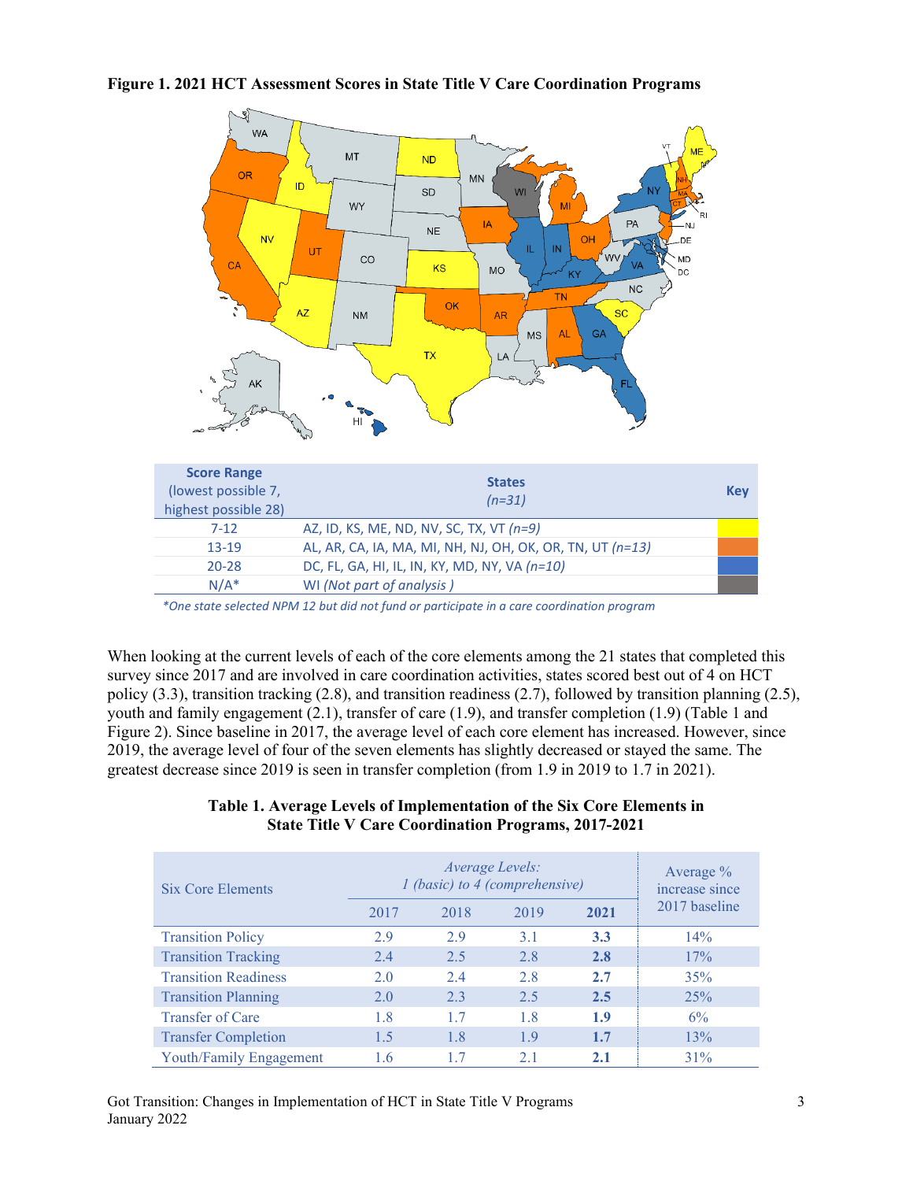**Figure 1. 2021 HCT Assessment Scores in State Title V Care Coordination Programs**

| Score Range (lowest possible 7, highest possible 28) | States *(n=31)* | Key |
|---|---|---|
| 7-12 | AZ, ID, KS, ME, ND, NV, SC, TX, VT *(n=9)* | Yellow |
| 13-19 | AL, AR, CA, IA, MA, MI, NH, NJ, OH, OK, OR, TN, UT *(n=13)* | Orange |
| 20-28 | DC, FL, GA, HI, IL, IN, KY, MD, NY, VA *(n=10)* | Blue |
| N/A* | WI *(Not part of analysis )* | Gray |

*\*One state selected NPM 12 but did not fund or participate in a care coordination program*

When looking at the current levels of each of the core elements among the 21 states that completed this survey since 2017 and are involved in care coordination activities, states scored best out of 4 on HCT policy (3.3), transition tracking (2.8), and transition readiness (2.7), followed by transition planning (2.5), youth and family engagement (2.1), transfer of care (1.9), and transfer completion (1.9) (Table 1 and Figure 2). Since baseline in 2017, the average level of each core element has increased. However, since 2019, the average level of four of the seven elements has slightly decreased or stayed the same. The greatest decrease since 2019 is seen in transfer completion (from 1.9 in 2019 to 1.7 in 2021).

**Table 1. Average Levels of Implementation of the Six Core Elements in State Title V Care Coordination Programs, 2017-2021**

| Six Core Elements | *Average Levels: 1 (basic) to 4 (comprehensive)* | | | | Average % increase since 2017 baseline |
|---|---|---|---|---|---|
| | 2017 | 2018 | 2019 | **2021** | |
| Transition Policy | 2.9 | 2.9 | 3.1 | **3.3** | 14% |
| Transition Tracking | 2.4 | 2.5 | 2.8 | **2.8** | 17% |
| Transition Readiness | 2.0 | 2.4 | 2.8 | **2.7** | 35% |
| Transition Planning | 2.0 | 2.3 | 2.5 | **2.5** | 25% |
| Transfer of Care | 1.8 | 1.7 | 1.8 | **1.9** | 6% |
| Transfer Completion | 1.5 | 1.8 | 1.9 | **1.7** | 13% |
| Youth/Family Engagement | 1.6 | 1.7 | 2.1 | **2.1** | 31% |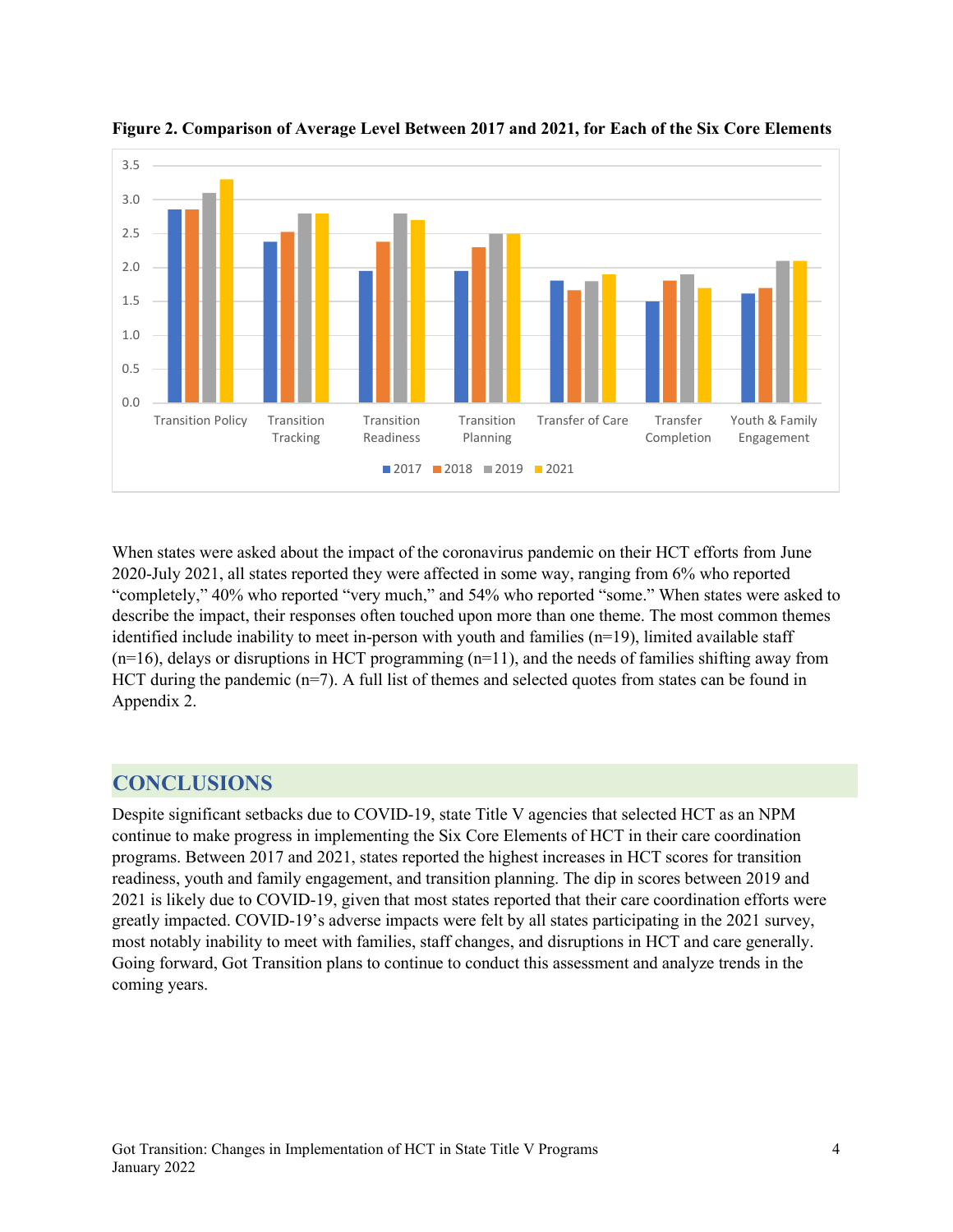**Figure 2. Comparison of Average Level Between 2017 and 2021, for Each of the Six Core Elements**

When states were asked about the impact of the coronavirus pandemic on their HCT efforts from June 2020-July 2021, all states reported they were affected in some way, ranging from 6% who reported "completely," 40% who reported "very much," and 54% who reported "some." When states were asked to describe the impact, their responses often touched upon more than one theme. The most common themes identified include inability to meet in-person with youth and families (n=19), limited available staff (n=16), delays or disruptions in HCT programming (n=11), and the needs of families shifting away from HCT during the pandemic (n=7). A full list of themes and selected quotes from states can be found in Appendix 2.

## CONCLUSIONS

Despite significant setbacks due to COVID-19, state Title V agencies that selected HCT as an NPM continue to make progress in implementing the Six Core Elements of HCT in their care coordination programs. Between 2017 and 2021, states reported the highest increases in HCT scores for transition readiness, youth and family engagement, and transition planning. The dip in scores between 2019 and 2021 is likely due to COVID-19, given that most states reported that their care coordination efforts were greatly impacted. COVID-19's adverse impacts were felt by all states participating in the 2021 survey, most notably inability to meet with families, staff changes, and disruptions in HCT and care generally. Going forward, Got Transition plans to continue to conduct this assessment and analyze trends in the coming years.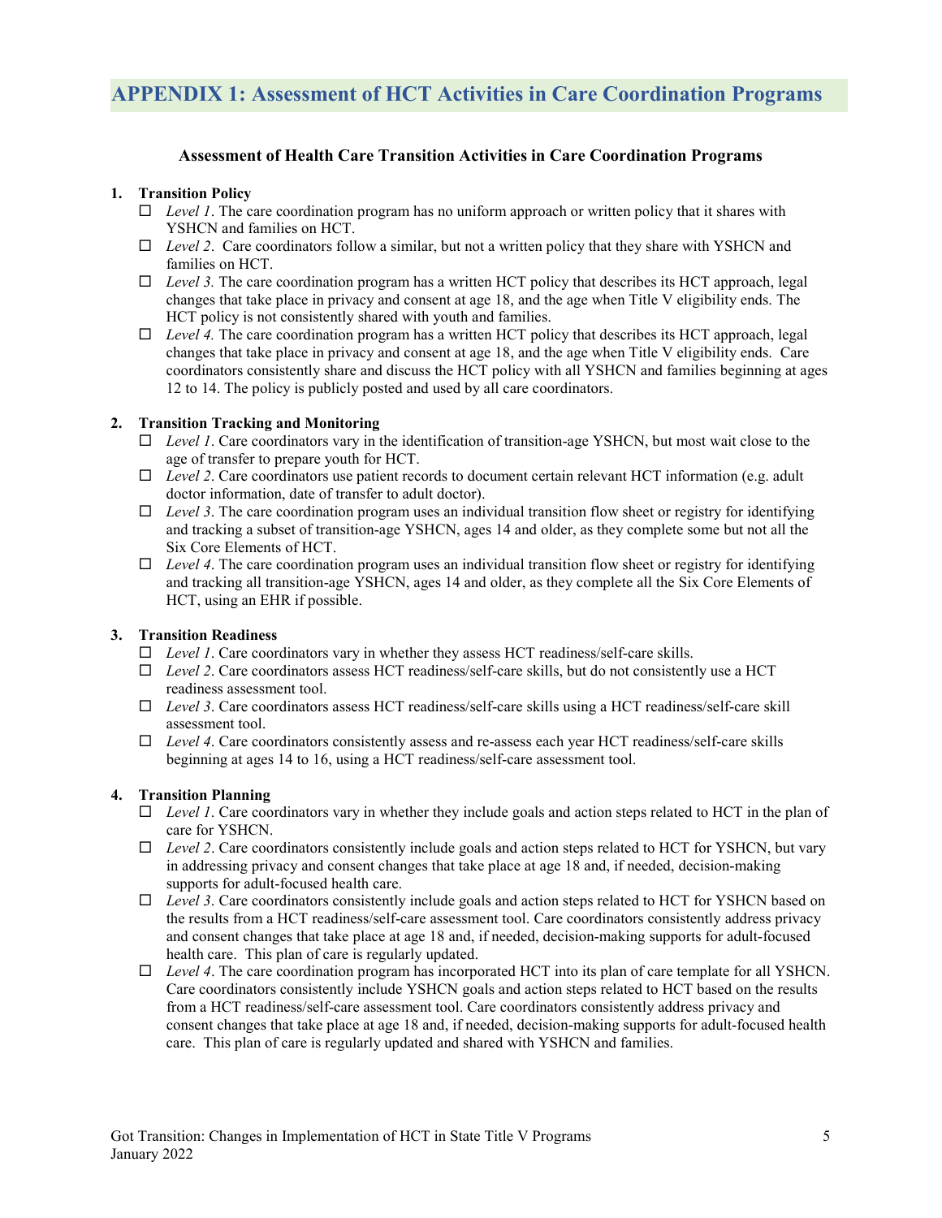# APPENDIX 1: Assessment of HCT Activities in Care Coordination Programs

**Assessment of Health Care Transition Activities in Care Coordination Programs**

1. **Transition Policy**
   - ☐ *Level 1*. The care coordination program has no uniform approach or written policy that it shares with YSHCN and families on HCT.
   - ☐ *Level 2*. Care coordinators follow a similar, but not a written policy that they share with YSHCN and families on HCT.
   - ☐ *Level 3.* The care coordination program has a written HCT policy that describes its HCT approach, legal changes that take place in privacy and consent at age 18, and the age when Title V eligibility ends. The HCT policy is not consistently shared with youth and families.
   - ☐ *Level 4.* The care coordination program has a written HCT policy that describes its HCT approach, legal changes that take place in privacy and consent at age 18, and the age when Title V eligibility ends. Care coordinators consistently share and discuss the HCT policy with all YSHCN and families beginning at ages 12 to 14. The policy is publicly posted and used by all care coordinators.

2. **Transition Tracking and Monitoring**
   - ☐ *Level 1*. Care coordinators vary in the identification of transition-age YSHCN, but most wait close to the age of transfer to prepare youth for HCT.
   - ☐ *Level 2*. Care coordinators use patient records to document certain relevant HCT information (e.g. adult doctor information, date of transfer to adult doctor).
   - ☐ *Level 3*. The care coordination program uses an individual transition flow sheet or registry for identifying and tracking a subset of transition-age YSHCN, ages 14 and older, as they complete some but not all the Six Core Elements of HCT.
   - ☐ *Level 4*. The care coordination program uses an individual transition flow sheet or registry for identifying and tracking all transition-age YSHCN, ages 14 and older, as they complete all the Six Core Elements of HCT, using an EHR if possible.

3. **Transition Readiness**
   - ☐ *Level 1*. Care coordinators vary in whether they assess HCT readiness/self-care skills.
   - ☐ *Level 2*. Care coordinators assess HCT readiness/self-care skills, but do not consistently use a HCT readiness assessment tool.
   - ☐ *Level 3*. Care coordinators assess HCT readiness/self-care skills using a HCT readiness/self-care skill assessment tool.
   - ☐ *Level 4*. Care coordinators consistently assess and re-assess each year HCT readiness/self-care skills beginning at ages 14 to 16, using a HCT readiness/self-care assessment tool.

4. **Transition Planning**
   - ☐ *Level 1*. Care coordinators vary in whether they include goals and action steps related to HCT in the plan of care for YSHCN.
   - ☐ *Level 2*. Care coordinators consistently include goals and action steps related to HCT for YSHCN, but vary in addressing privacy and consent changes that take place at age 18 and, if needed, decision-making supports for adult-focused health care.
   - ☐ *Level 3*. Care coordinators consistently include goals and action steps related to HCT for YSHCN based on the results from a HCT readiness/self-care assessment tool. Care coordinators consistently address privacy and consent changes that take place at age 18 and, if needed, decision-making supports for adult-focused health care. This plan of care is regularly updated.
   - ☐ *Level 4*. The care coordination program has incorporated HCT into its plan of care template for all YSHCN. Care coordinators consistently include YSHCN goals and action steps related to HCT based on the results from a HCT readiness/self-care assessment tool. Care coordinators consistently address privacy and consent changes that take place at age 18 and, if needed, decision-making supports for adult-focused health care. This plan of care is regularly updated and shared with YSHCN and families.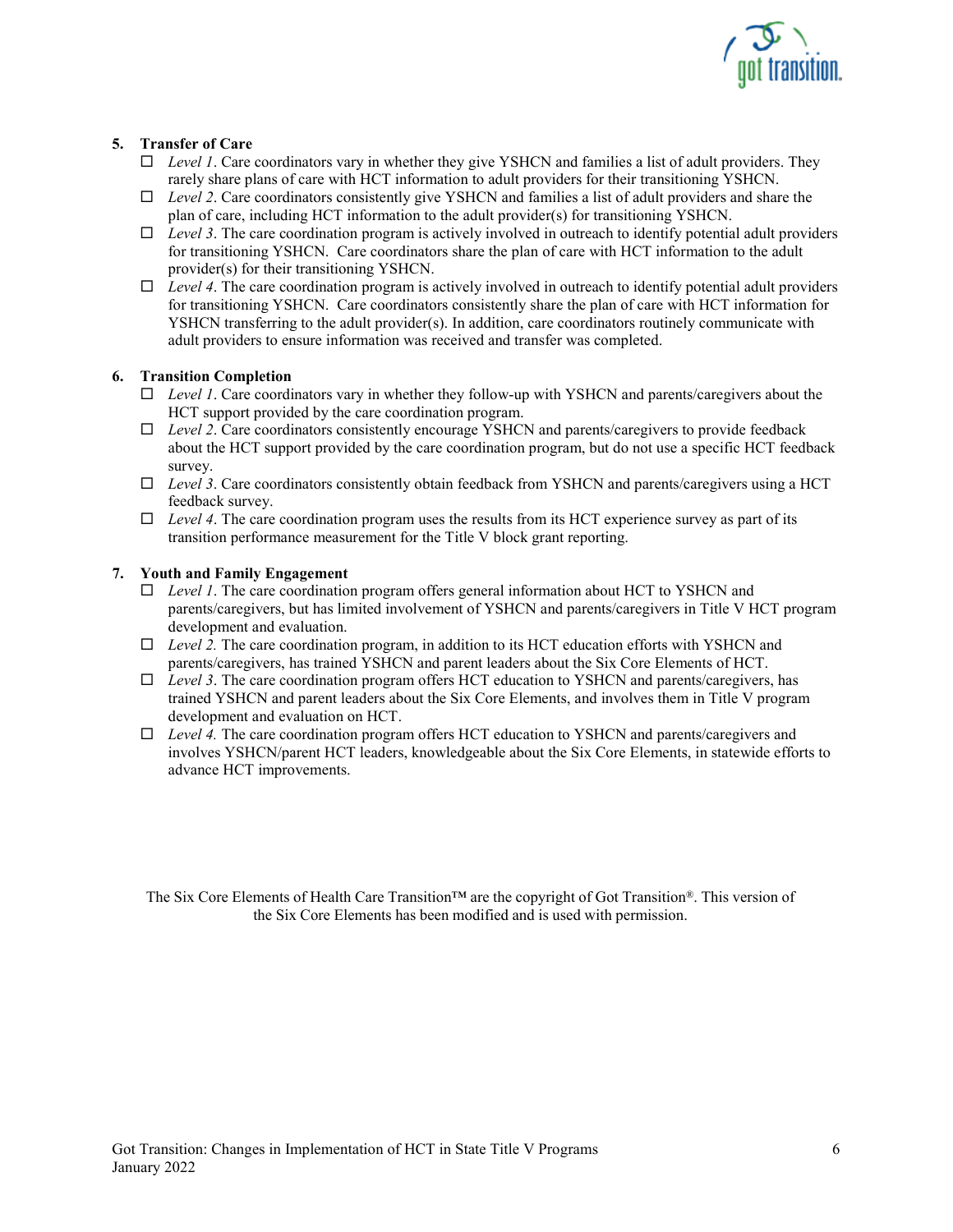5. **Transfer of Care**
   - ☐ *Level 1*. Care coordinators vary in whether they give YSHCN and families a list of adult providers. They rarely share plans of care with HCT information to adult providers for their transitioning YSHCN.
   - ☐ *Level 2*. Care coordinators consistently give YSHCN and families a list of adult providers and share the plan of care, including HCT information to the adult provider(s) for transitioning YSHCN.
   - ☐ *Level 3*. The care coordination program is actively involved in outreach to identify potential adult providers for transitioning YSHCN. Care coordinators share the plan of care with HCT information to the adult provider(s) for their transitioning YSHCN.
   - ☐ *Level 4*. The care coordination program is actively involved in outreach to identify potential adult providers for transitioning YSHCN. Care coordinators consistently share the plan of care with HCT information for YSHCN transferring to the adult provider(s). In addition, care coordinators routinely communicate with adult providers to ensure information was received and transfer was completed.

6. **Transition Completion**
   - ☐ *Level 1*. Care coordinators vary in whether they follow-up with YSHCN and parents/caregivers about the HCT support provided by the care coordination program.
   - ☐ *Level 2*. Care coordinators consistently encourage YSHCN and parents/caregivers to provide feedback about the HCT support provided by the care coordination program, but do not use a specific HCT feedback survey.
   - ☐ *Level 3*. Care coordinators consistently obtain feedback from YSHCN and parents/caregivers using a HCT feedback survey.
   - ☐ *Level 4*. The care coordination program uses the results from its HCT experience survey as part of its transition performance measurement for the Title V block grant reporting.

7. **Youth and Family Engagement**
   - ☐ *Level 1*. The care coordination program offers general information about HCT to YSHCN and parents/caregivers, but has limited involvement of YSHCN and parents/caregivers in Title V HCT program development and evaluation.
   - ☐ *Level 2.* The care coordination program, in addition to its HCT education efforts with YSHCN and parents/caregivers, has trained YSHCN and parent leaders about the Six Core Elements of HCT.
   - ☐ *Level 3*. The care coordination program offers HCT education to YSHCN and parents/caregivers, has trained YSHCN and parent leaders about the Six Core Elements, and involves them in Title V program development and evaluation on HCT.
   - ☐ *Level 4.* The care coordination program offers HCT education to YSHCN and parents/caregivers and involves YSHCN/parent HCT leaders, knowledgeable about the Six Core Elements, in statewide efforts to advance HCT improvements.

The Six Core Elements of Health Care Transition™ are the copyright of Got Transition®. This version of the Six Core Elements has been modified and is used with permission.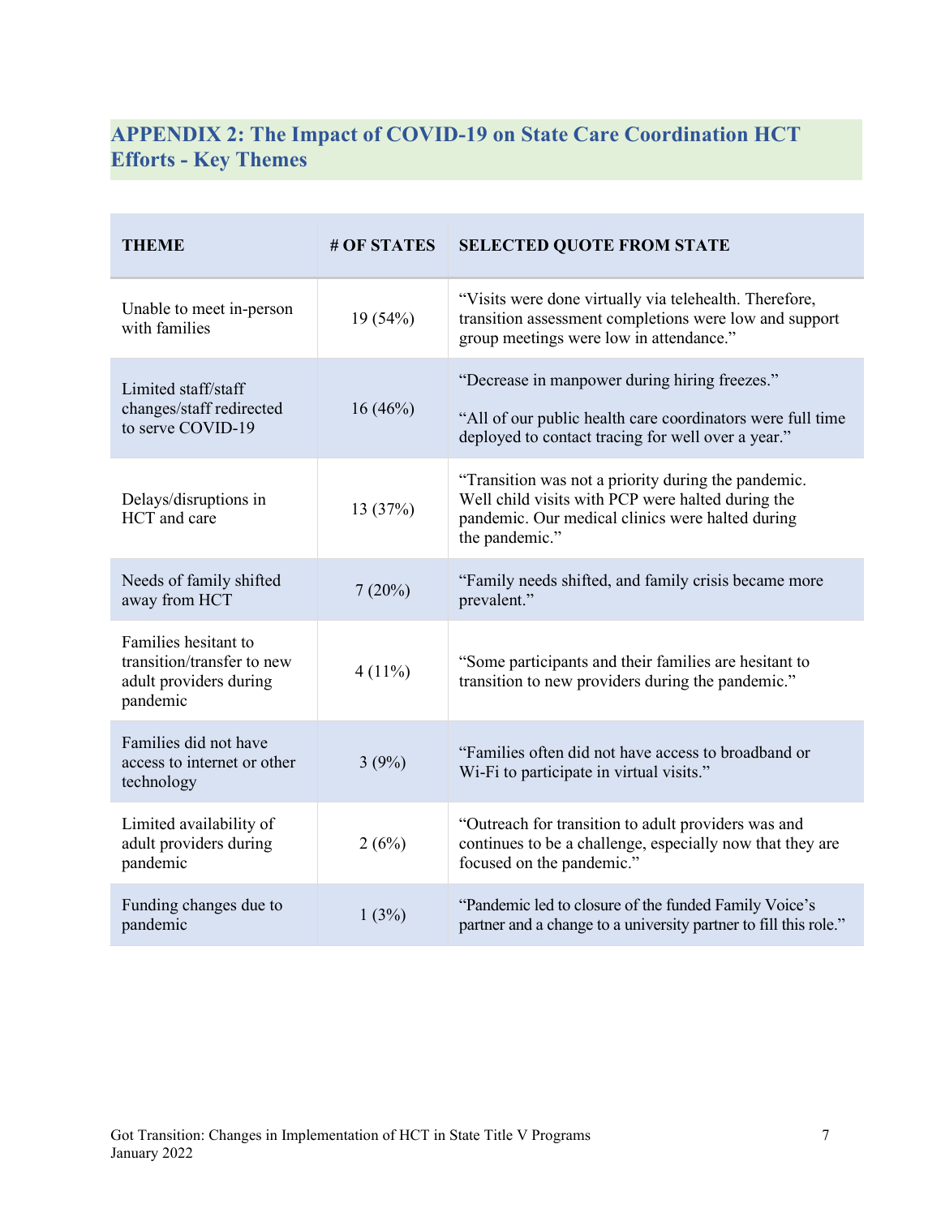## APPENDIX 2: The Impact of COVID-19 on State Care Coordination HCT Efforts - Key Themes

| THEME | # OF STATES | SELECTED QUOTE FROM STATE |
|---|---|---|
| Unable to meet in-person with families | 19 (54%) | "Visits were done virtually via telehealth. Therefore, transition assessment completions were low and support group meetings were low in attendance." |
| Limited staff/staff changes/staff redirected to serve COVID-19 | 16 (46%) | "Decrease in manpower during hiring freezes."<br><br>"All of our public health care coordinators were full time deployed to contact tracing for well over a year." |
| Delays/disruptions in HCT and care | 13 (37%) | "Transition was not a priority during the pandemic. Well child visits with PCP were halted during the pandemic. Our medical clinics were halted during the pandemic." |
| Needs of family shifted away from HCT | 7 (20%) | "Family needs shifted, and family crisis became more prevalent." |
| Families hesitant to transition/transfer to new adult providers during pandemic | 4 (11%) | "Some participants and their families are hesitant to transition to new providers during the pandemic." |
| Families did not have access to internet or other technology | 3 (9%) | "Families often did not have access to broadband or Wi-Fi to participate in virtual visits." |
| Limited availability of adult providers during pandemic | 2 (6%) | "Outreach for transition to adult providers was and continues to be a challenge, especially now that they are focused on the pandemic." |
| Funding changes due to pandemic | 1 (3%) | "Pandemic led to closure of the funded Family Voice's partner and a change to a university partner to fill this role." |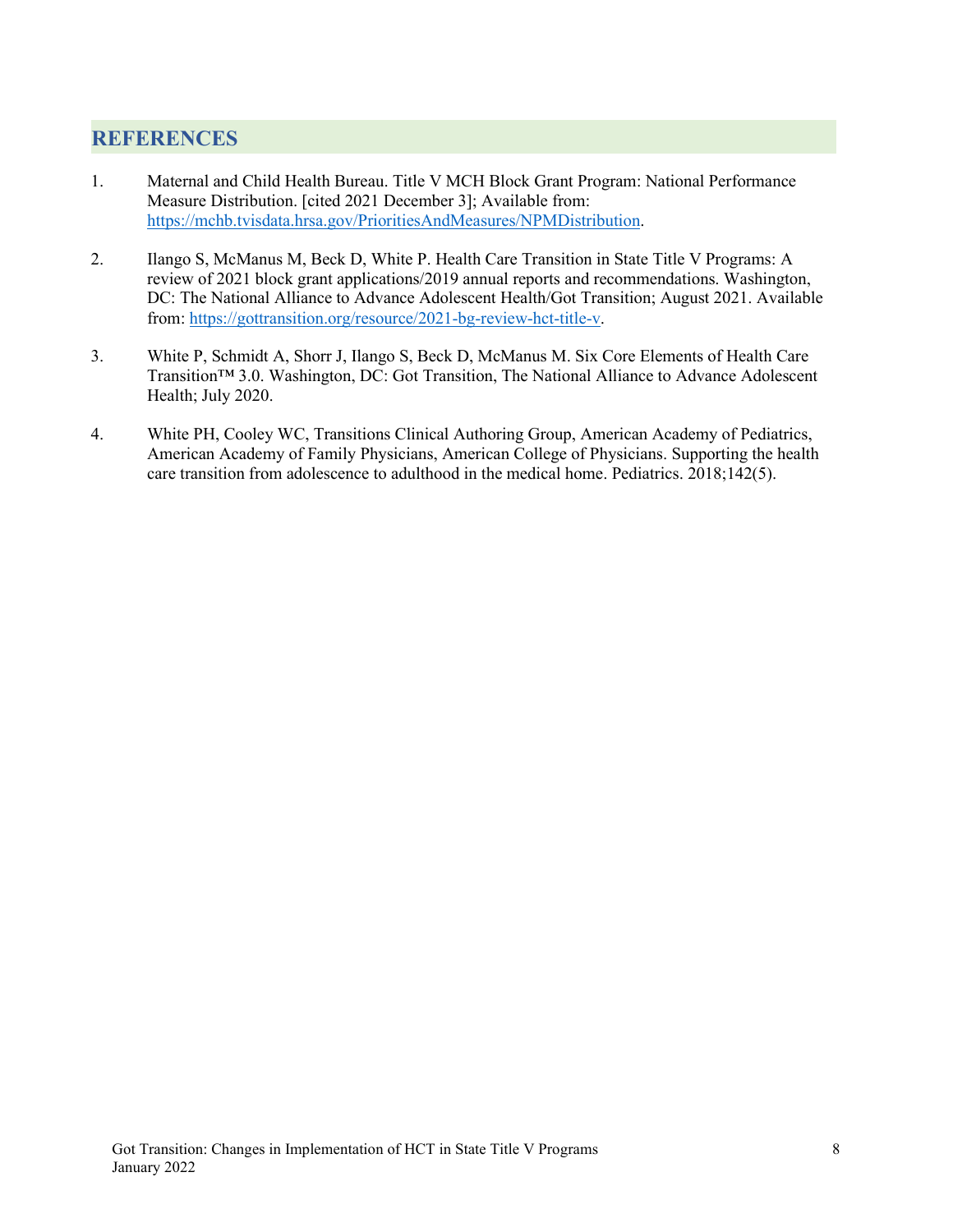## REFERENCES

1. Maternal and Child Health Bureau. Title V MCH Block Grant Program: National Performance Measure Distribution. [cited 2021 December 3]; Available from: https://mchb.tvisdata.hrsa.gov/PrioritiesAndMeasures/NPMDistribution.

2. Ilango S, McManus M, Beck D, White P. Health Care Transition in State Title V Programs: A review of 2021 block grant applications/2019 annual reports and recommendations. Washington, DC: The National Alliance to Advance Adolescent Health/Got Transition; August 2021. Available from: https://gottransition.org/resource/2021-bg-review-hct-title-v.

3. White P, Schmidt A, Shorr J, Ilango S, Beck D, McManus M. Six Core Elements of Health Care Transition™ 3.0. Washington, DC: Got Transition, The National Alliance to Advance Adolescent Health; July 2020.

4. White PH, Cooley WC, Transitions Clinical Authoring Group, American Academy of Pediatrics, American Academy of Family Physicians, American College of Physicians. Supporting the health care transition from adolescence to adulthood in the medical home. Pediatrics. 2018;142(5).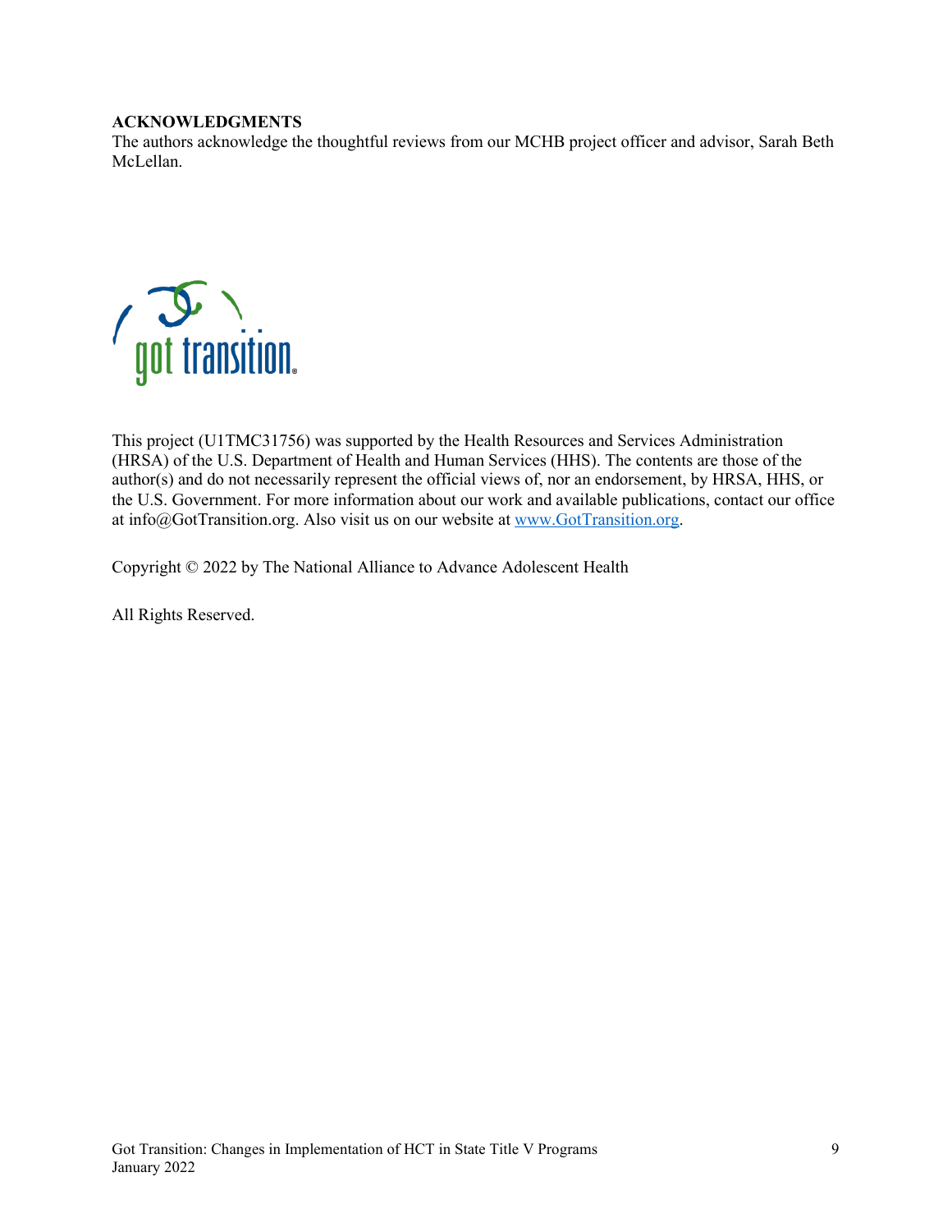**ACKNOWLEDGMENTS**
The authors acknowledge the thoughtful reviews from our MCHB project officer and advisor, Sarah Beth McLellan.

This project (U1TMC31756) was supported by the Health Resources and Services Administration (HRSA) of the U.S. Department of Health and Human Services (HHS). The contents are those of the author(s) and do not necessarily represent the official views of, nor an endorsement, by HRSA, HHS, or the U.S. Government. For more information about our work and available publications, contact our office at info@GotTransition.org. Also visit us on our website at [www.GotTransition.org](http://www.GotTransition.org).

Copyright © 2022 by The National Alliance to Advance Adolescent Health

All Rights Reserved.